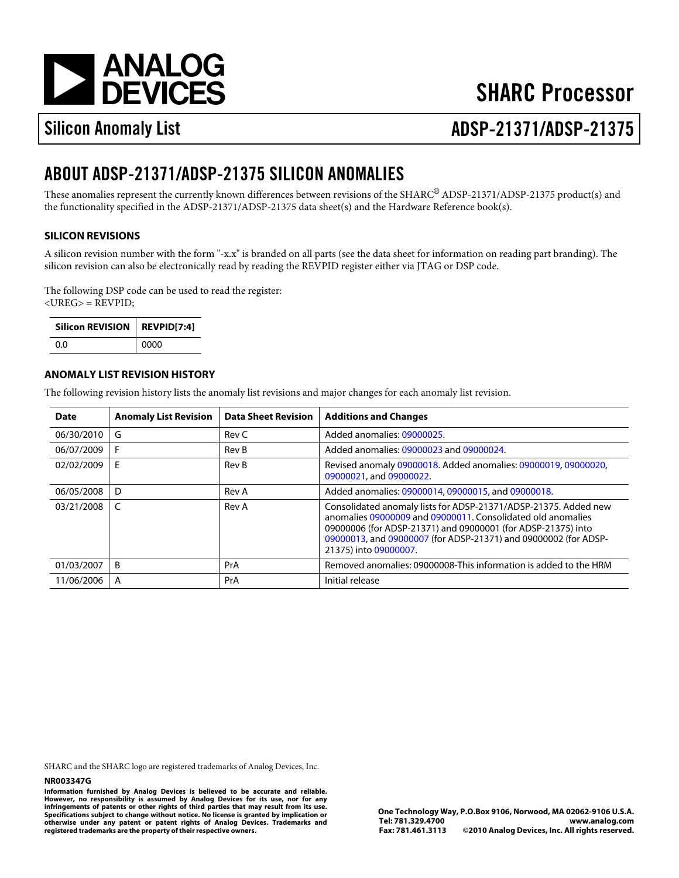# SHARC Processor

## Silicon Anomaly List — ADSP-21371/ADSP-21375

## ABOUT ADSP-21371/ADSP-21375 SILICON ANOMALIES

These anomalies represent the currently known differences between revisions of the SHARC® ADSP-21371/ADSP-21375 product(s) and the functionality specified in the ADSP-21371/ADSP-21375 data sheet(s) and the Hardware Reference book(s).

### SILICON REVISIONS

A silicon revision number with the form "-x.x" is branded on all parts (see the data sheet for information on reading part branding). The silicon revision can also be electronically read by reading the REVPID register either via JTAG or DSP code.

The following DSP code can be used to read the register:

```
<UREG> = REVPID;
```

| Silicon REVISION | REVPID[7:4] |
|---|---|
| 0.0 | 0000 |

### ANOMALY LIST REVISION HISTORY

The following revision history lists the anomaly list revisions and major changes for each anomaly list revision.

| Date | Anomaly List Revision | Data Sheet Revision | Additions and Changes |
|---|---|---|---|
| 06/30/2010 | G | Rev C | Added anomalies: 09000025. |
| 06/07/2009 | F | Rev B | Added anomalies: 09000023 and 09000024. |
| 02/02/2009 | E | Rev B | Revised anomaly 09000018. Added anomalies: 09000019, 09000020, 09000021, and 09000022. |
| 06/05/2008 | D | Rev A | Added anomalies: 09000014, 09000015, and 09000018. |
| 03/21/2008 | C | Rev A | Consolidated anomaly lists for ADSP-21371/ADSP-21375. Added new anomalies 09000009 and 09000011. Consolidated old anomalies 09000006 (for ADSP-21371) and 09000001 (for ADSP-21375) into 09000013, and 09000007 (for ADSP-21371) and 09000002 (for ADSP-21375) into 09000007. |
| 01/03/2007 | B | PrA | Removed anomalies: 09000008-This information is added to the HRM |
| 11/06/2006 | A | PrA | Initial release |

SHARC and the SHARC logo are registered trademarks of Analog Devices, Inc.

**NR003347G**

**Information furnished by Analog Devices is believed to be accurate and reliable. However, no responsibility is assumed by Analog Devices for its use, nor for any infringements of patents or other rights of third parties that may result from its use. Specifications subject to change without notice. No license is granted by implication or otherwise under any patent or patent rights of Analog Devices. Trademarks and registered trademarks are the property of their respective owners.**

**One Technology Way, P.O.Box 9106, Norwood, MA 02062-9106 U.S.A.**
**Tel: 781.329.4700 www.analog.com**
**Fax: 781.461.3113 ©2010 Analog Devices, Inc. All rights reserved.**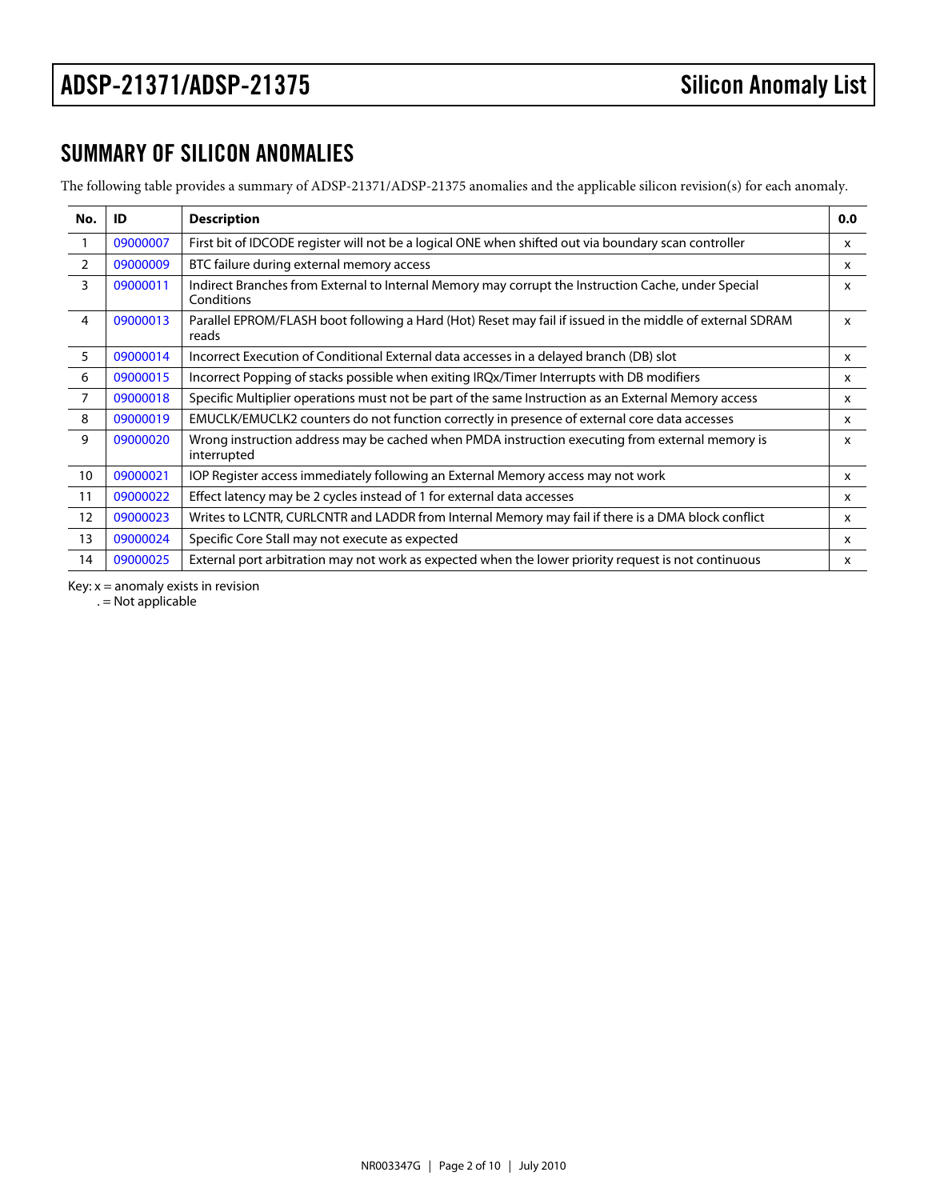## SUMMARY OF SILICON ANOMALIES

The following table provides a summary of ADSP-21371/ADSP-21375 anomalies and the applicable silicon revision(s) for each anomaly.

| No. | ID | Description | 0.0 |
|---|---|---|---|
| 1 | 09000007 | First bit of IDCODE register will not be a logical ONE when shifted out via boundary scan controller | x |
| 2 | 09000009 | BTC failure during external memory access | x |
| 3 | 09000011 | Indirect Branches from External to Internal Memory may corrupt the Instruction Cache, under Special Conditions | x |
| 4 | 09000013 | Parallel EPROM/FLASH boot following a Hard (Hot) Reset may fail if issued in the middle of external SDRAM reads | x |
| 5 | 09000014 | Incorrect Execution of Conditional External data accesses in a delayed branch (DB) slot | x |
| 6 | 09000015 | Incorrect Popping of stacks possible when exiting IRQx/Timer Interrupts with DB modifiers | x |
| 7 | 09000018 | Specific Multiplier operations must not be part of the same Instruction as an External Memory access | x |
| 8 | 09000019 | EMUCLK/EMUCLK2 counters do not function correctly in presence of external core data accesses | x |
| 9 | 09000020 | Wrong instruction address may be cached when PMDA instruction executing from external memory is interrupted | x |
| 10 | 09000021 | IOP Register access immediately following an External Memory access may not work | x |
| 11 | 09000022 | Effect latency may be 2 cycles instead of 1 for external data accesses | x |
| 12 | 09000023 | Writes to LCNTR, CURLCNTR and LADDR from Internal Memory may fail if there is a DMA block conflict | x |
| 13 | 09000024 | Specific Core Stall may not execute as expected | x |
| 14 | 09000025 | External port arbitration may not work as expected when the lower priority request is not continuous | x |

Key: x = anomaly exists in revision
. = Not applicable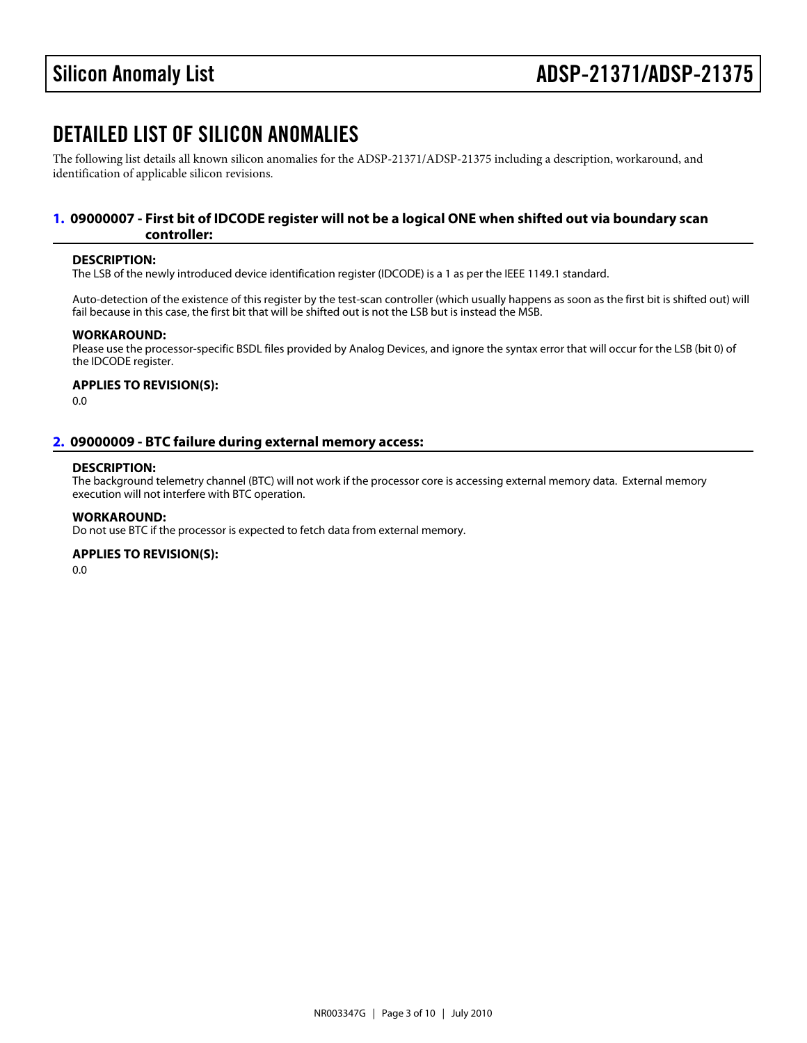## DETAILED LIST OF SILICON ANOMALIES

The following list details all known silicon anomalies for the ADSP-21371/ADSP-21375 including a description, workaround, and identification of applicable silicon revisions.

### 1. 09000007 - First bit of IDCODE register will not be a logical ONE when shifted out via boundary scan controller:

**DESCRIPTION:**

The LSB of the newly introduced device identification register (IDCODE) is a 1 as per the IEEE 1149.1 standard.

Auto-detection of the existence of this register by the test-scan controller (which usually happens as soon as the first bit is shifted out) will fail because in this case, the first bit that will be shifted out is not the LSB but is instead the MSB.

**WORKAROUND:**

Please use the processor-specific BSDL files provided by Analog Devices, and ignore the syntax error that will occur for the LSB (bit 0) of the IDCODE register.

**APPLIES TO REVISION(S):**

0.0

### 2. 09000009 - BTC failure during external memory access:

**DESCRIPTION:**

The background telemetry channel (BTC) will not work if the processor core is accessing external memory data. External memory execution will not interfere with BTC operation.

**WORKAROUND:**

Do not use BTC if the processor is expected to fetch data from external memory.

**APPLIES TO REVISION(S):**

0.0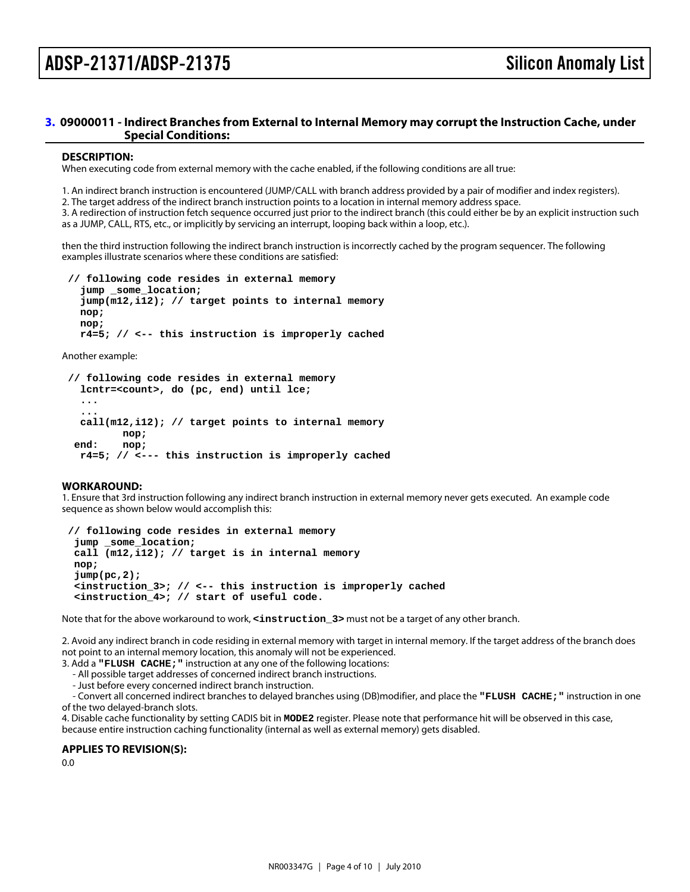### 3. 09000011 - Indirect Branches from External to Internal Memory may corrupt the Instruction Cache, under Special Conditions:

#### DESCRIPTION:

When executing code from external memory with the cache enabled, if the following conditions are all true:

1. An indirect branch instruction is encountered (JUMP/CALL with branch address provided by a pair of modifier and index registers).
2. The target address of the indirect branch instruction points to a location in internal memory address space.
3. A redirection of instruction fetch sequence occurred just prior to the indirect branch (this could either be by an explicit instruction such as a JUMP, CALL, RTS, etc., or implicitly by servicing an interrupt, looping back within a loop, etc.).

then the third instruction following the indirect branch instruction is incorrectly cached by the program sequencer. The following examples illustrate scenarios where these conditions are satisfied:

```
// following code resides in external memory
  jump _some_location;
  jump(m12,i12); // target points to internal memory
  nop;
  nop;
  r4=5; // <-- this instruction is improperly cached
```

Another example:

```
// following code resides in external memory
  lcntr=<count>, do (pc, end) until lce;
  ...
  ...
  call(m12,i12); // target points to internal memory
         nop;
 end:    nop;
  r4=5; // <--- this instruction is improperly cached
```

#### WORKAROUND:

1. Ensure that 3rd instruction following any indirect branch instruction in external memory never gets executed. An example code sequence as shown below would accomplish this:

```
// following code resides in external memory
 jump _some_location;
 call (m12,i12); // target is in internal memory
 nop;
 jump(pc,2);
 <instruction_3>; // <-- this instruction is improperly cached
 <instruction_4>; // start of useful code.
```

Note that for the above workaround to work, **<instruction_3>** must not be a target of any other branch.

2. Avoid any indirect branch in code residing in external memory with target in internal memory. If the target address of the branch does not point to an internal memory location, this anomaly will not be experienced.
3. Add a **"FLUSH CACHE;"** instruction at any one of the following locations:
   - All possible target addresses of concerned indirect branch instructions.
   - Just before every concerned indirect branch instruction.
   - Convert all concerned indirect branches to delayed branches using (DB)modifier, and place the **"FLUSH CACHE;"** instruction in one of the two delayed-branch slots.
4. Disable cache functionality by setting CADIS bit in **MODE2** register. Please note that performance hit will be observed in this case, because entire instruction caching functionality (internal as well as external memory) gets disabled.

#### APPLIES TO REVISION(S):

0.0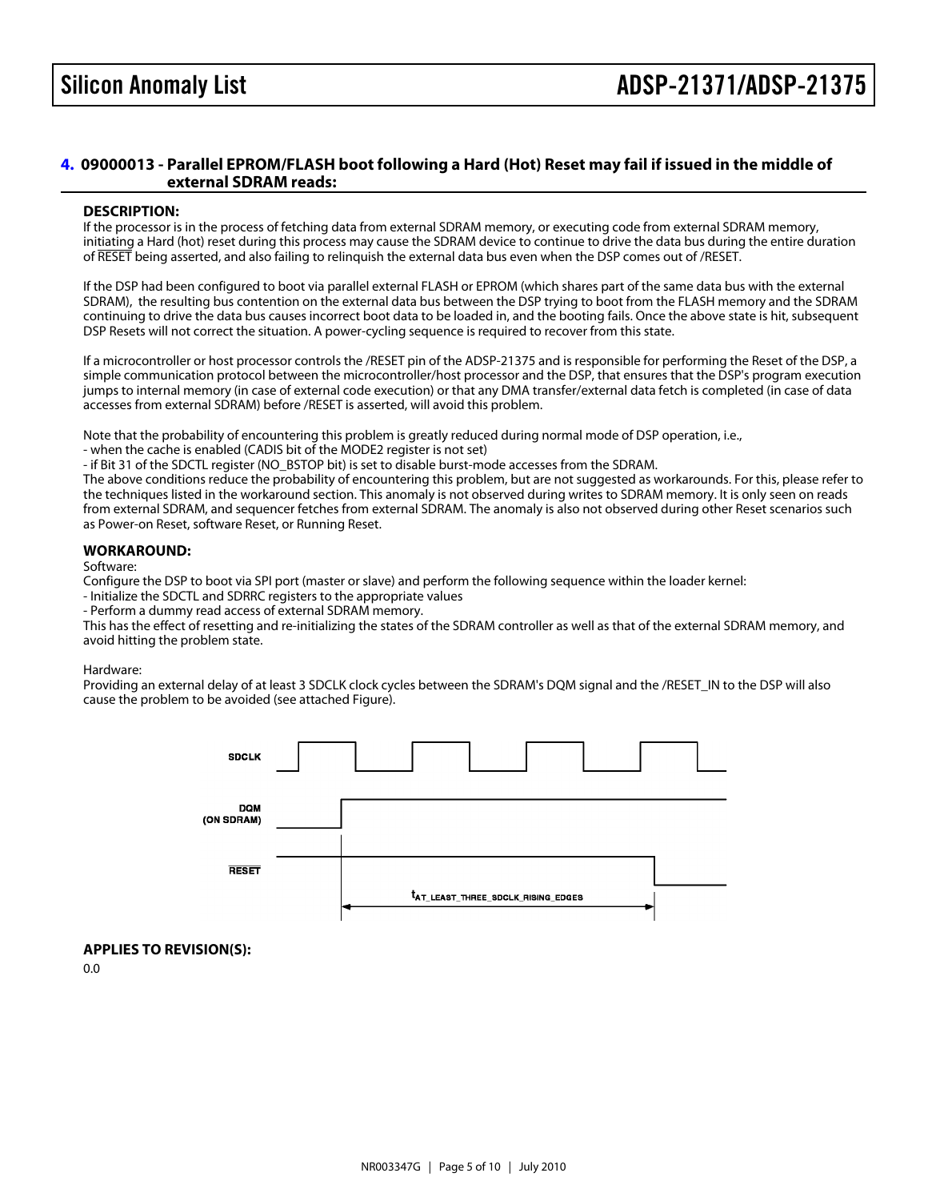## 4. 09000013 - Parallel EPROM/FLASH boot following a Hard (Hot) Reset may fail if issued in the middle of external SDRAM reads:

### DESCRIPTION:

If the processor is in the process of fetching data from external SDRAM memory, or executing code from external SDRAM memory, initiating a Hard (hot) reset during this process may cause the SDRAM device to continue to drive the data bus during the entire duration of RESET being asserted, and also failing to relinquish the external data bus even when the DSP comes out of /RESET.

If the DSP had been configured to boot via parallel external FLASH or EPROM (which shares part of the same data bus with the external SDRAM), the resulting bus contention on the external data bus between the DSP trying to boot from the FLASH memory and the SDRAM continuing to drive the data bus causes incorrect boot data to be loaded in, and the booting fails. Once the above state is hit, subsequent DSP Resets will not correct the situation. A power-cycling sequence is required to recover from this state.

If a microcontroller or host processor controls the /RESET pin of the ADSP-21375 and is responsible for performing the Reset of the DSP, a simple communication protocol between the microcontroller/host processor and the DSP, that ensures that the DSP's program execution jumps to internal memory (in case of external code execution) or that any DMA transfer/external data fetch is completed (in case of data accesses from external SDRAM) before /RESET is asserted, will avoid this problem.

Note that the probability of encountering this problem is greatly reduced during normal mode of DSP operation, i.e.,
- when the cache is enabled (CADIS bit of the MODE2 register is not set)
- if Bit 31 of the SDCTL register (NO_BSTOP bit) is set to disable burst-mode accesses from the SDRAM.

The above conditions reduce the probability of encountering this problem, but are not suggested as workarounds. For this, please refer to the techniques listed in the workaround section. This anomaly is not observed during writes to SDRAM memory. It is only seen on reads from external SDRAM, and sequencer fetches from external SDRAM. The anomaly is also not observed during other Reset scenarios such as Power-on Reset, software Reset, or Running Reset.

### WORKAROUND:

Software:
Configure the DSP to boot via SPI port (master or slave) and perform the following sequence within the loader kernel:
- Initialize the SDCTL and SDRRC registers to the appropriate values
- Perform a dummy read access of external SDRAM memory.

This has the effect of resetting and re-initializing the states of the SDRAM controller as well as that of the external SDRAM memory, and avoid hitting the problem state.

Hardware:
Providing an external delay of at least 3 SDCLK clock cycles between the SDRAM's DQM signal and the /RESET_IN to the DSP will also cause the problem to be avoided (see attached Figure).

SDCLK

DQM (ON SDRAM)

RESET

$t_{AT\_LEAST\_THREE\_SDCLK\_RISING\_EDGES}$

### APPLIES TO REVISION(S):

0.0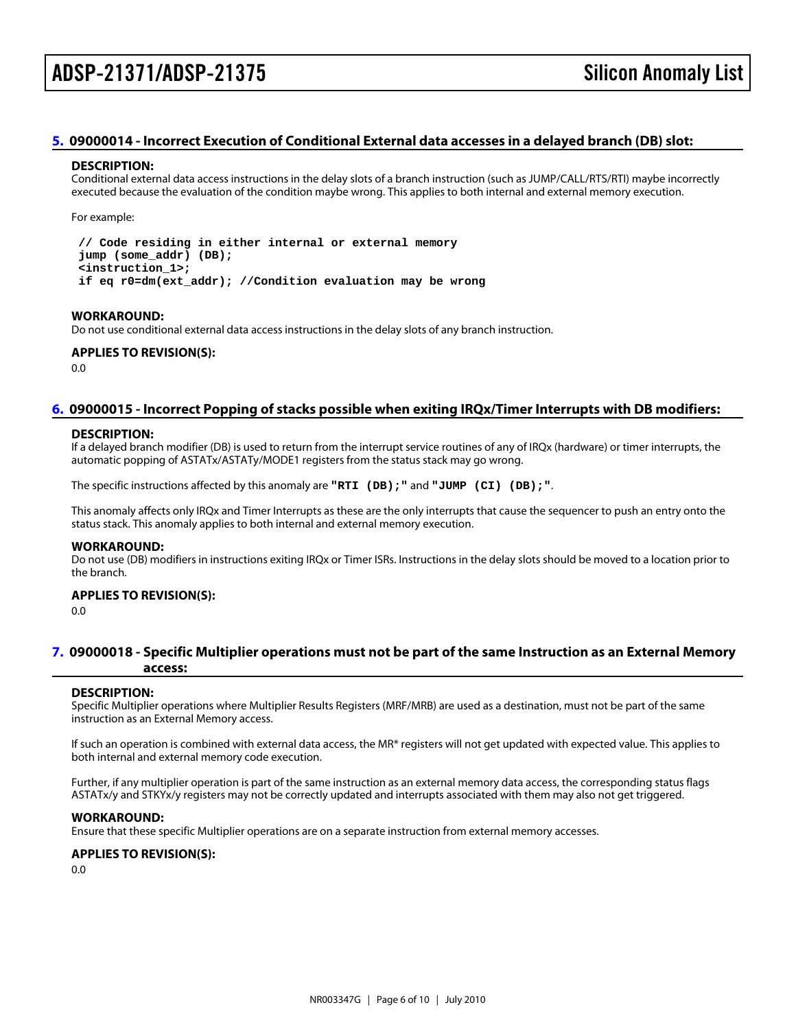## 5. 09000014 - Incorrect Execution of Conditional External data accesses in a delayed branch (DB) slot:

**DESCRIPTION:**

Conditional external data access instructions in the delay slots of a branch instruction (such as JUMP/CALL/RTS/RTI) maybe incorrectly executed because the evaluation of the condition maybe wrong. This applies to both internal and external memory execution.

For example:

```
// Code residing in either internal or external memory
jump (some_addr) (DB);
<instruction_1>;
if eq r0=dm(ext_addr); //Condition evaluation may be wrong
```

**WORKAROUND:**

Do not use conditional external data access instructions in the delay slots of any branch instruction.

**APPLIES TO REVISION(S):**

0.0

## 6. 09000015 - Incorrect Popping of stacks possible when exiting IRQx/Timer Interrupts with DB modifiers:

**DESCRIPTION:**

If a delayed branch modifier (DB) is used to return from the interrupt service routines of any of IRQx (hardware) or timer interrupts, the automatic popping of ASTATx/ASTATy/MODE1 registers from the status stack may go wrong.

The specific instructions affected by this anomaly are **`"RTI (DB);"`** and **`"JUMP (CI) (DB);"`**.

This anomaly affects only IRQx and Timer Interrupts as these are the only interrupts that cause the sequencer to push an entry onto the status stack. This anomaly applies to both internal and external memory execution.

**WORKAROUND:**

Do not use (DB) modifiers in instructions exiting IRQx or Timer ISRs. Instructions in the delay slots should be moved to a location prior to the branch.

**APPLIES TO REVISION(S):**

0.0

## 7. 09000018 - Specific Multiplier operations must not be part of the same Instruction as an External Memory access:

**DESCRIPTION:**

Specific Multiplier operations where Multiplier Results Registers (MRF/MRB) are used as a destination, must not be part of the same instruction as an External Memory access.

If such an operation is combined with external data access, the MR* registers will not get updated with expected value. This applies to both internal and external memory code execution.

Further, if any multiplier operation is part of the same instruction as an external memory data access, the corresponding status flags ASTATx/y and STKYx/y registers may not be correctly updated and interrupts associated with them may also not get triggered.

**WORKAROUND:**

Ensure that these specific Multiplier operations are on a separate instruction from external memory accesses.

**APPLIES TO REVISION(S):**

0.0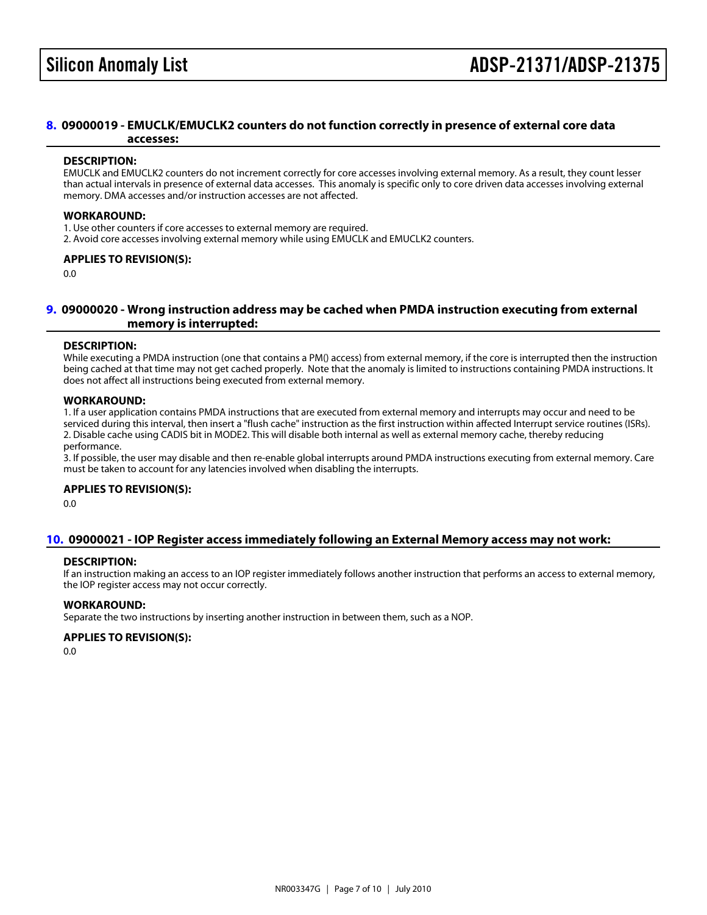## 8. 09000019 - EMUCLK/EMUCLK2 counters do not function correctly in presence of external core data accesses:

### DESCRIPTION:

EMUCLK and EMUCLK2 counters do not increment correctly for core accesses involving external memory. As a result, they count lesser than actual intervals in presence of external data accesses. This anomaly is specific only to core driven data accesses involving external memory. DMA accesses and/or instruction accesses are not affected.

### WORKAROUND:

1. Use other counters if core accesses to external memory are required.
2. Avoid core accesses involving external memory while using EMUCLK and EMUCLK2 counters.

### APPLIES TO REVISION(S):

0.0

## 9. 09000020 - Wrong instruction address may be cached when PMDA instruction executing from external memory is interrupted:

### DESCRIPTION:

While executing a PMDA instruction (one that contains a PM() access) from external memory, if the core is interrupted then the instruction being cached at that time may not get cached properly. Note that the anomaly is limited to instructions containing PMDA instructions. It does not affect all instructions being executed from external memory.

### WORKAROUND:

1. If a user application contains PMDA instructions that are executed from external memory and interrupts may occur and need to be serviced during this interval, then insert a "flush cache" instruction as the first instruction within affected Interrupt service routines (ISRs).
2. Disable cache using CADIS bit in MODE2. This will disable both internal as well as external memory cache, thereby reducing performance.
3. If possible, the user may disable and then re-enable global interrupts around PMDA instructions executing from external memory. Care must be taken to account for any latencies involved when disabling the interrupts.

### APPLIES TO REVISION(S):

0.0

## 10. 09000021 - IOP Register access immediately following an External Memory access may not work:

### DESCRIPTION:

If an instruction making an access to an IOP register immediately follows another instruction that performs an access to external memory, the IOP register access may not occur correctly.

### WORKAROUND:

Separate the two instructions by inserting another instruction in between them, such as a NOP.

### APPLIES TO REVISION(S):

0.0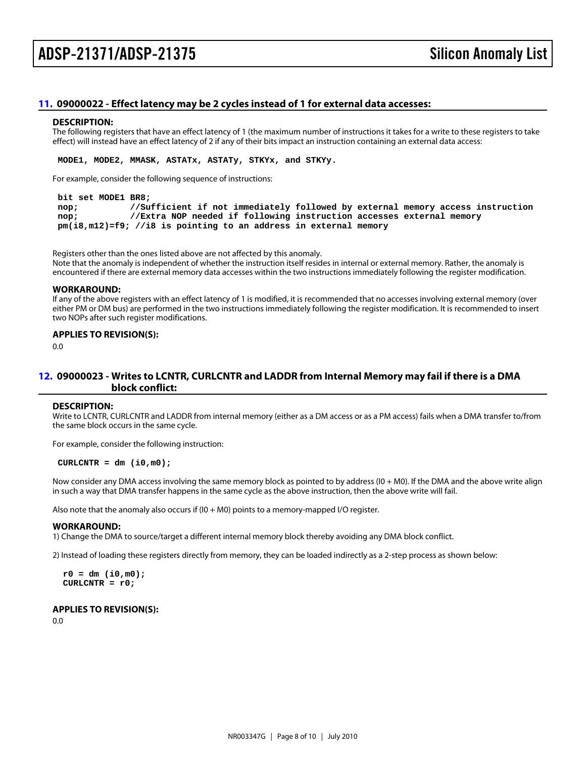## 11. 09000022 - Effect latency may be 2 cycles instead of 1 for external data accesses:

### DESCRIPTION:

The following registers that have an effect latency of 1 (the maximum number of instructions it takes for a write to these registers to take effect) will instead have an effect latency of 2 if any of their bits impact an instruction containing an external data access:

```
MODE1, MODE2, MMASK, ASTATx, ASTATy, STKYx, and STKYy.
```

For example, consider the following sequence of instructions:

```
bit set MODE1 BR8;
nop;          //Sufficient if not immediately followed by external memory access instruction
nop;          //Extra NOP needed if following instruction accesses external memory
pm(i8,m12)=f9; //i8 is pointing to an address in external memory
```

Registers other than the ones listed above are not affected by this anomaly.
Note that the anomaly is independent of whether the instruction itself resides in internal or external memory. Rather, the anomaly is encountered if there are external memory data accesses within the two instructions immediately following the register modification.

### WORKAROUND:

If any of the above registers with an effect latency of 1 is modified, it is recommended that no accesses involving external memory (over either PM or DM bus) are performed in the two instructions immediately following the register modification. It is recommended to insert two NOPs after such register modifications.

### APPLIES TO REVISION(S):

0.0

## 12. 09000023 - Writes to LCNTR, CURLCNTR and LADDR from Internal Memory may fail if there is a DMA block conflict:

### DESCRIPTION:

Write to LCNTR, CURLCNTR and LADDR from internal memory (either as a DM access or as a PM access) fails when a DMA transfer to/from the same block occurs in the same cycle.

For example, consider the following instruction:

```
CURLCNTR = dm (i0,m0);
```

Now consider any DMA access involving the same memory block as pointed to by address (I0 + M0). If the DMA and the above write align in such a way that DMA transfer happens in the same cycle as the above instruction, then the above write will fail.

Also note that the anomaly also occurs if (I0 + M0) points to a memory-mapped I/O register.

### WORKAROUND:

1) Change the DMA to source/target a different internal memory block thereby avoiding any DMA block conflict.

2) Instead of loading these registers directly from memory, they can be loaded indirectly as a 2-step process as shown below:

```
r0 = dm (i0,m0);
CURLCNTR = r0;
```

### APPLIES TO REVISION(S):

0.0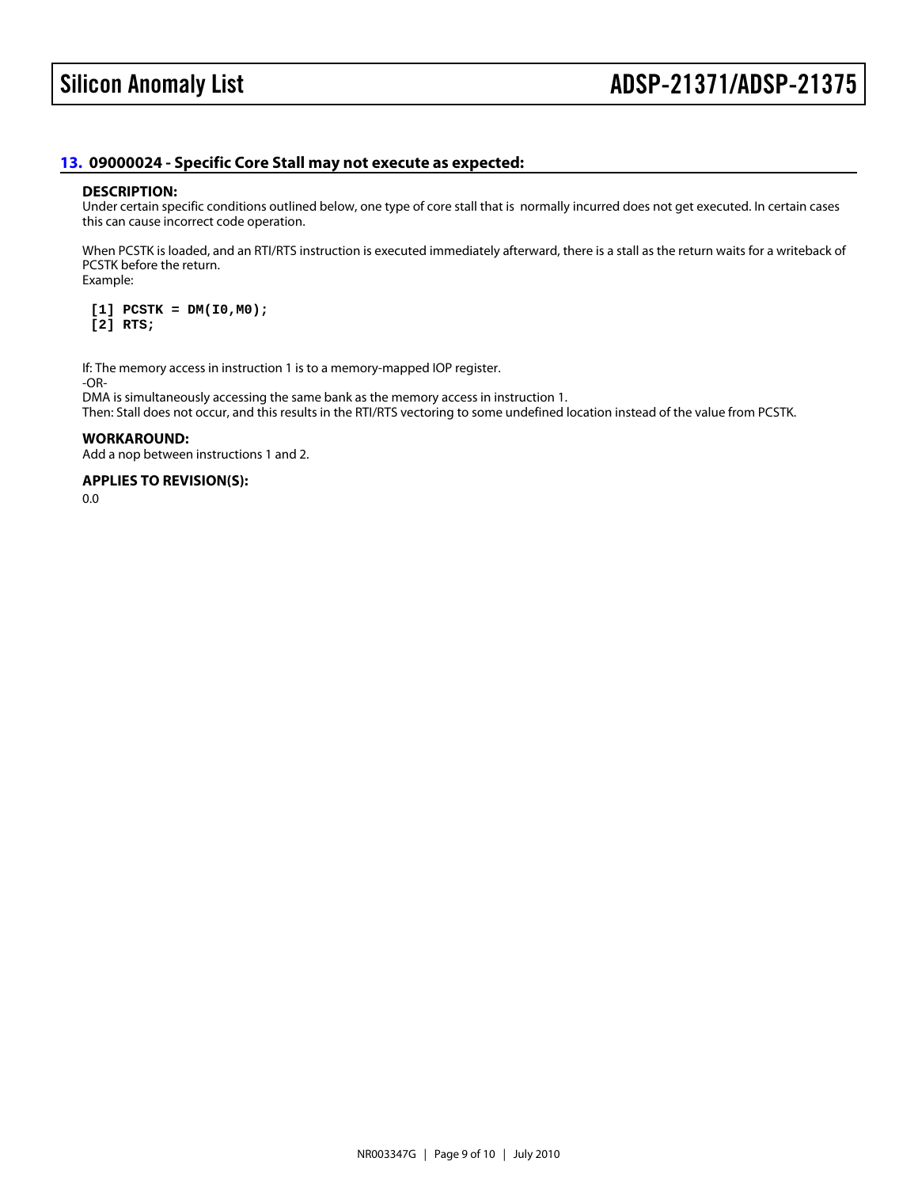## 13. 09000024 - Specific Core Stall may not execute as expected:

### DESCRIPTION:

Under certain specific conditions outlined below, one type of core stall that is normally incurred does not get executed. In certain cases this can cause incorrect code operation.

When PCSTK is loaded, and an RTI/RTS instruction is executed immediately afterward, there is a stall as the return waits for a writeback of PCSTK before the return.

Example:

```
[1] PCSTK = DM(I0,M0);
[2] RTS;
```

If: The memory access in instruction 1 is to a memory-mapped IOP register.

-OR-

DMA is simultaneously accessing the same bank as the memory access in instruction 1.

Then: Stall does not occur, and this results in the RTI/RTS vectoring to some undefined location instead of the value from PCSTK.

### WORKAROUND:

Add a nop between instructions 1 and 2.

### APPLIES TO REVISION(S):

0.0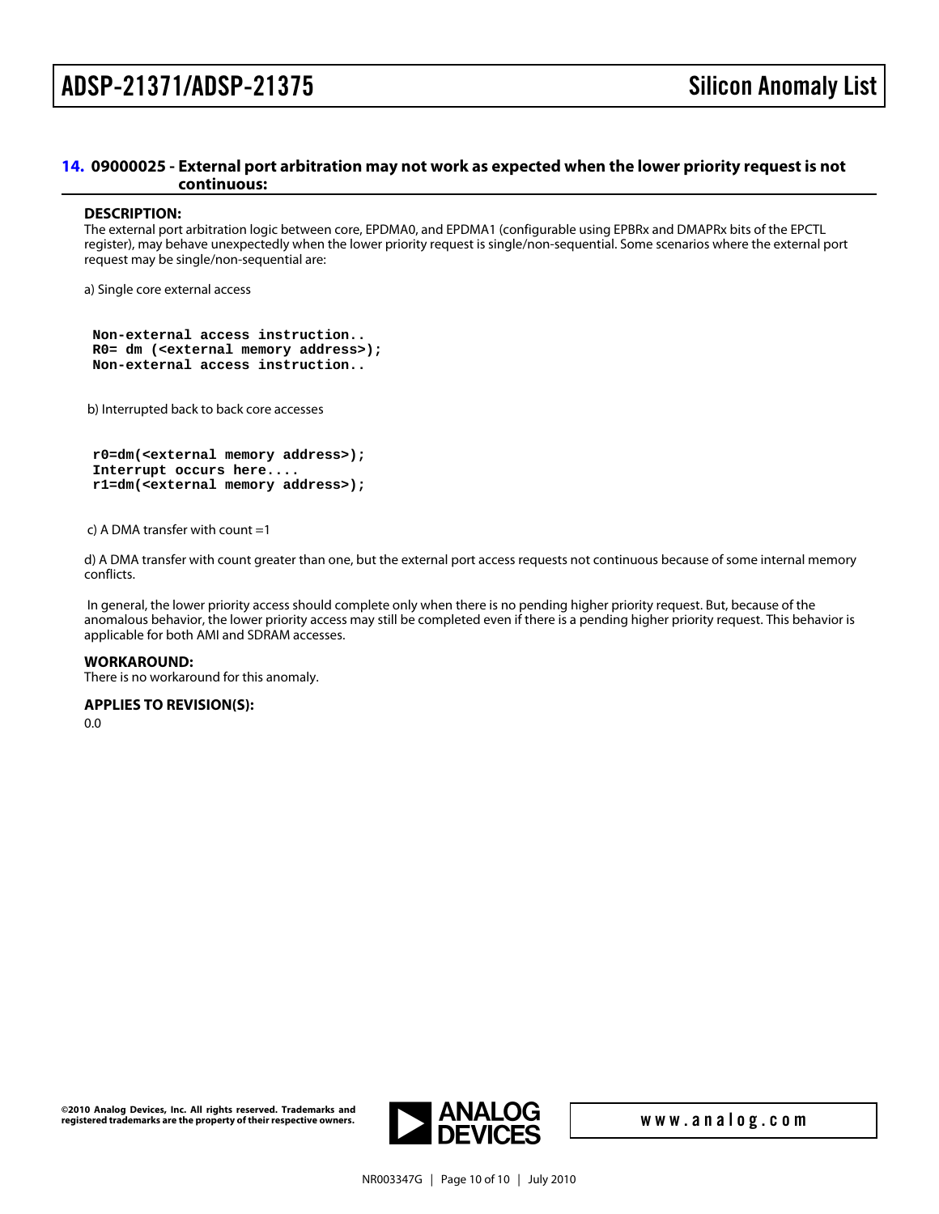### 14. 09000025 - External port arbitration may not work as expected when the lower priority request is not continuous:

**DESCRIPTION:**

The external port arbitration logic between core, EPDMA0, and EPDMA1 (configurable using EPBRx and DMAPRx bits of the EPCTL register), may behave unexpectedly when the lower priority request is single/non-sequential. Some scenarios where the external port request may be single/non-sequential are:

a) Single core external access

```
Non-external access instruction..
R0= dm (<external memory address>);
Non-external access instruction..
```

b) Interrupted back to back core accesses

```
r0=dm(<external memory address>);
Interrupt occurs here....
r1=dm(<external memory address>);
```

c) A DMA transfer with count =1

d) A DMA transfer with count greater than one, but the external port access requests not continuous because of some internal memory conflicts.

In general, the lower priority access should complete only when there is no pending higher priority request. But, because of the anomalous behavior, the lower priority access may still be completed even if there is a pending higher priority request. This behavior is applicable for both AMI and SDRAM accesses.

**WORKAROUND:**

There is no workaround for this anomaly.

**APPLIES TO REVISION(S):**

0.0

©2010 Analog Devices, Inc. All rights reserved. Trademarks and registered trademarks are the property of their respective owners.

www.analog.com

NR003347G